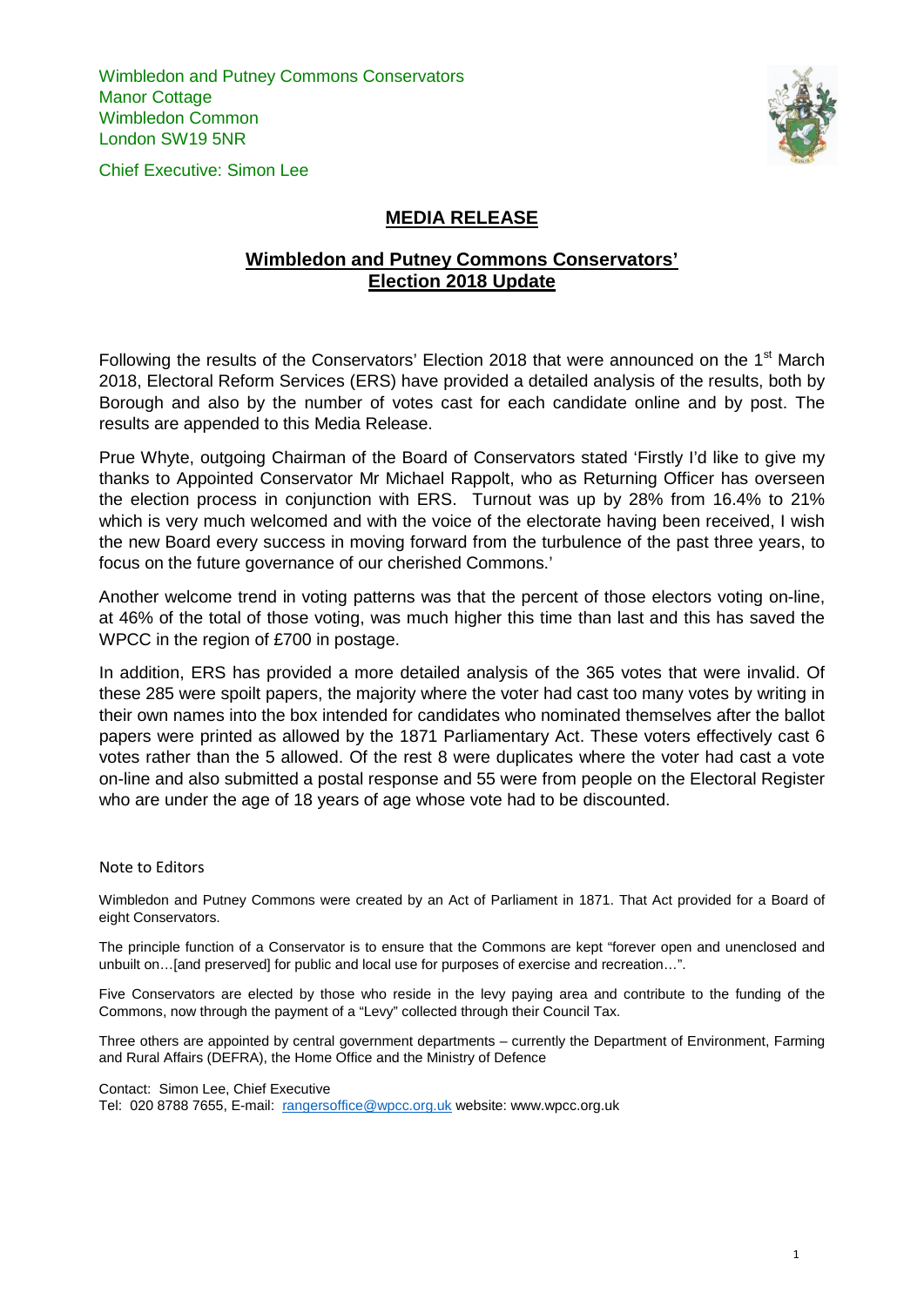Wimbledon and Putney Commons Conservators
Manor Cottage
Wimbledon Common
London SW19 5NR

Chief Executive: Simon Lee

# MEDIA RELEASE

## Wimbledon and Putney Commons Conservators' Election 2018 Update

Following the results of the Conservators' Election 2018 that were announced on the 1st March 2018, Electoral Reform Services (ERS) have provided a detailed analysis of the results, both by Borough and also by the number of votes cast for each candidate online and by post. The results are appended to this Media Release.

Prue Whyte, outgoing Chairman of the Board of Conservators stated 'Firstly I'd like to give my thanks to Appointed Conservator Mr Michael Rappolt, who as Returning Officer has overseen the election process in conjunction with ERS. Turnout was up by 28% from 16.4% to 21% which is very much welcomed and with the voice of the electorate having been received, I wish the new Board every success in moving forward from the turbulence of the past three years, to focus on the future governance of our cherished Commons.'

Another welcome trend in voting patterns was that the percent of those electors voting on-line, at 46% of the total of those voting, was much higher this time than last and this has saved the WPCC in the region of £700 in postage.

In addition, ERS has provided a more detailed analysis of the 365 votes that were invalid. Of these 285 were spoilt papers, the majority where the voter had cast too many votes by writing in their own names into the box intended for candidates who nominated themselves after the ballot papers were printed as allowed by the 1871 Parliamentary Act. These voters effectively cast 6 votes rather than the 5 allowed. Of the rest 8 were duplicates where the voter had cast a vote on-line and also submitted a postal response and 55 were from people on the Electoral Register who are under the age of 18 years of age whose vote had to be discounted.

Note to Editors

Wimbledon and Putney Commons were created by an Act of Parliament in 1871. That Act provided for a Board of eight Conservators.

The principle function of a Conservator is to ensure that the Commons are kept "forever open and unenclosed and unbuilt on…[and preserved] for public and local use for purposes of exercise and recreation…".

Five Conservators are elected by those who reside in the levy paying area and contribute to the funding of the Commons, now through the payment of a "Levy" collected through their Council Tax.

Three others are appointed by central government departments – currently the Department of Environment, Farming and Rural Affairs (DEFRA), the Home Office and the Ministry of Defence

Contact: Simon Lee, Chief Executive
Tel: 020 8788 7655, E-mail: rangersoffice@wpcc.org.uk website: www.wpcc.org.uk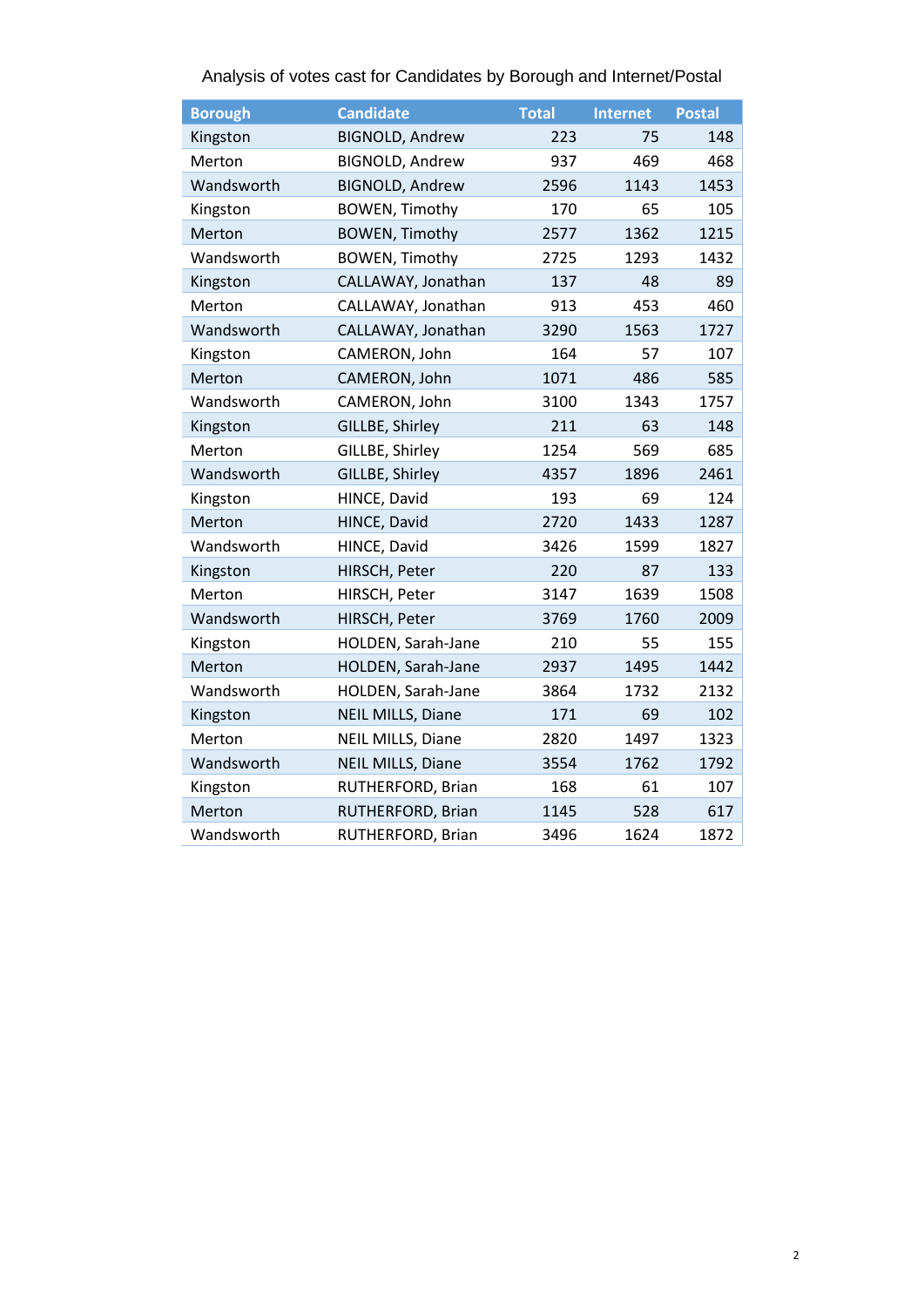Analysis of votes cast for Candidates by Borough and Internet/Postal

| Borough | Candidate | Total | Internet | Postal |
|---|---|---|---|---|
| Kingston | BIGNOLD, Andrew | 223 | 75 | 148 |
| Merton | BIGNOLD, Andrew | 937 | 469 | 468 |
| Wandsworth | BIGNOLD, Andrew | 2596 | 1143 | 1453 |
| Kingston | BOWEN, Timothy | 170 | 65 | 105 |
| Merton | BOWEN, Timothy | 2577 | 1362 | 1215 |
| Wandsworth | BOWEN, Timothy | 2725 | 1293 | 1432 |
| Kingston | CALLAWAY, Jonathan | 137 | 48 | 89 |
| Merton | CALLAWAY, Jonathan | 913 | 453 | 460 |
| Wandsworth | CALLAWAY, Jonathan | 3290 | 1563 | 1727 |
| Kingston | CAMERON, John | 164 | 57 | 107 |
| Merton | CAMERON, John | 1071 | 486 | 585 |
| Wandsworth | CAMERON, John | 3100 | 1343 | 1757 |
| Kingston | GILLBE, Shirley | 211 | 63 | 148 |
| Merton | GILLBE, Shirley | 1254 | 569 | 685 |
| Wandsworth | GILLBE, Shirley | 4357 | 1896 | 2461 |
| Kingston | HINCE, David | 193 | 69 | 124 |
| Merton | HINCE, David | 2720 | 1433 | 1287 |
| Wandsworth | HINCE, David | 3426 | 1599 | 1827 |
| Kingston | HIRSCH, Peter | 220 | 87 | 133 |
| Merton | HIRSCH, Peter | 3147 | 1639 | 1508 |
| Wandsworth | HIRSCH, Peter | 3769 | 1760 | 2009 |
| Kingston | HOLDEN, Sarah-Jane | 210 | 55 | 155 |
| Merton | HOLDEN, Sarah-Jane | 2937 | 1495 | 1442 |
| Wandsworth | HOLDEN, Sarah-Jane | 3864 | 1732 | 2132 |
| Kingston | NEIL MILLS, Diane | 171 | 69 | 102 |
| Merton | NEIL MILLS, Diane | 2820 | 1497 | 1323 |
| Wandsworth | NEIL MILLS, Diane | 3554 | 1762 | 1792 |
| Kingston | RUTHERFORD, Brian | 168 | 61 | 107 |
| Merton | RUTHERFORD, Brian | 1145 | 528 | 617 |
| Wandsworth | RUTHERFORD, Brian | 3496 | 1624 | 1872 |